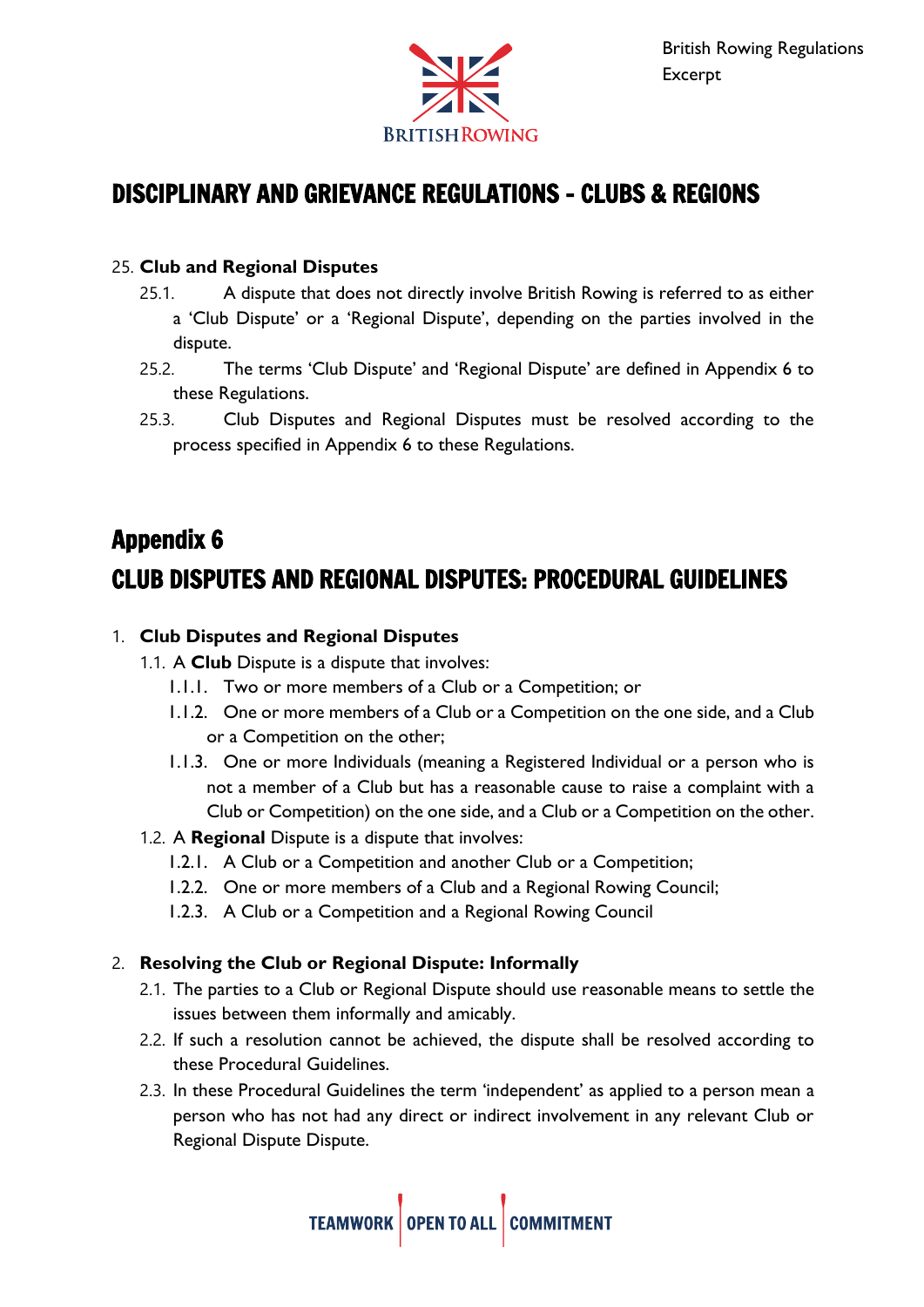British Rowing Regulations
Excerpt

# DISCIPLINARY AND GRIEVANCE REGULATIONS - CLUBS & REGIONS

25. **Club and Regional Disputes**
    - 25.1. A dispute that does not directly involve British Rowing is referred to as either a 'Club Dispute' or a 'Regional Dispute', depending on the parties involved in the dispute.
    - 25.2. The terms 'Club Dispute' and 'Regional Dispute' are defined in Appendix 6 to these Regulations.
    - 25.3. Club Disputes and Regional Disputes must be resolved according to the process specified in Appendix 6 to these Regulations.

# Appendix 6

# CLUB DISPUTES AND REGIONAL DISPUTES: PROCEDURAL GUIDELINES

1. **Club Disputes and Regional Disputes**
    - 1.1. A **Club** Dispute is a dispute that involves:
        - 1.1.1. Two or more members of a Club or a Competition; or
        - 1.1.2. One or more members of a Club or a Competition on the one side, and a Club or a Competition on the other;
        - 1.1.3. One or more Individuals (meaning a Registered Individual or a person who is not a member of a Club but has a reasonable cause to raise a complaint with a Club or Competition) on the one side, and a Club or a Competition on the other.
    - 1.2. A **Regional** Dispute is a dispute that involves:
        - 1.2.1. A Club or a Competition and another Club or a Competition;
        - 1.2.2. One or more members of a Club and a Regional Rowing Council;
        - 1.2.3. A Club or a Competition and a Regional Rowing Council

2. **Resolving the Club or Regional Dispute: Informally**
    - 2.1. The parties to a Club or Regional Dispute should use reasonable means to settle the issues between them informally and amicably.
    - 2.2. If such a resolution cannot be achieved, the dispute shall be resolved according to these Procedural Guidelines.
    - 2.3. In these Procedural Guidelines the term 'independent' as applied to a person mean a person who has not had any direct or indirect involvement in any relevant Club or Regional Dispute Dispute.

TEAMWORK | OPEN TO ALL | COMMITMENT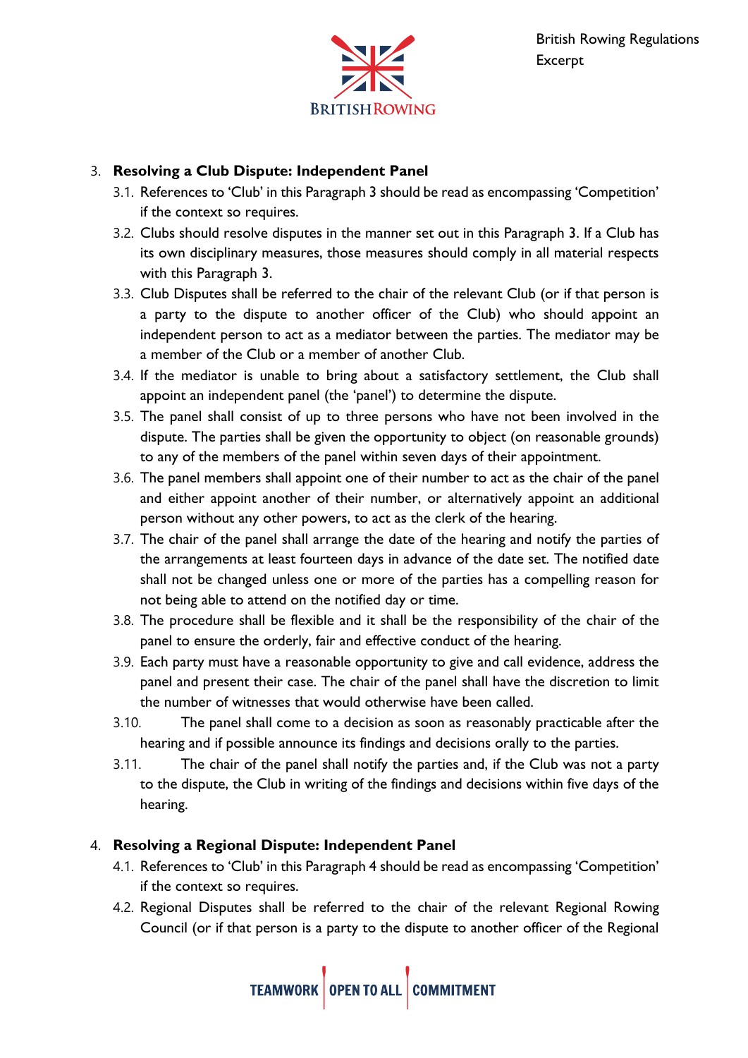3. **Resolving a Club Dispute: Independent Panel**
   - 3.1. References to 'Club' in this Paragraph 3 should be read as encompassing 'Competition' if the context so requires.
   - 3.2. Clubs should resolve disputes in the manner set out in this Paragraph 3. If a Club has its own disciplinary measures, those measures should comply in all material respects with this Paragraph 3.
   - 3.3. Club Disputes shall be referred to the chair of the relevant Club (or if that person is a party to the dispute to another officer of the Club) who should appoint an independent person to act as a mediator between the parties. The mediator may be a member of the Club or a member of another Club.
   - 3.4. If the mediator is unable to bring about a satisfactory settlement, the Club shall appoint an independent panel (the 'panel') to determine the dispute.
   - 3.5. The panel shall consist of up to three persons who have not been involved in the dispute. The parties shall be given the opportunity to object (on reasonable grounds) to any of the members of the panel within seven days of their appointment.
   - 3.6. The panel members shall appoint one of their number to act as the chair of the panel and either appoint another of their number, or alternatively appoint an additional person without any other powers, to act as the clerk of the hearing.
   - 3.7. The chair of the panel shall arrange the date of the hearing and notify the parties of the arrangements at least fourteen days in advance of the date set. The notified date shall not be changed unless one or more of the parties has a compelling reason for not being able to attend on the notified day or time.
   - 3.8. The procedure shall be flexible and it shall be the responsibility of the chair of the panel to ensure the orderly, fair and effective conduct of the hearing.
   - 3.9. Each party must have a reasonable opportunity to give and call evidence, address the panel and present their case. The chair of the panel shall have the discretion to limit the number of witnesses that would otherwise have been called.
   - 3.10. The panel shall come to a decision as soon as reasonably practicable after the hearing and if possible announce its findings and decisions orally to the parties.
   - 3.11. The chair of the panel shall notify the parties and, if the Club was not a party to the dispute, the Club in writing of the findings and decisions within five days of the hearing.

4. **Resolving a Regional Dispute: Independent Panel**
   - 4.1. References to 'Club' in this Paragraph 4 should be read as encompassing 'Competition' if the context so requires.
   - 4.2. Regional Disputes shall be referred to the chair of the relevant Regional Rowing Council (or if that person is a party to the dispute to another officer of the Regional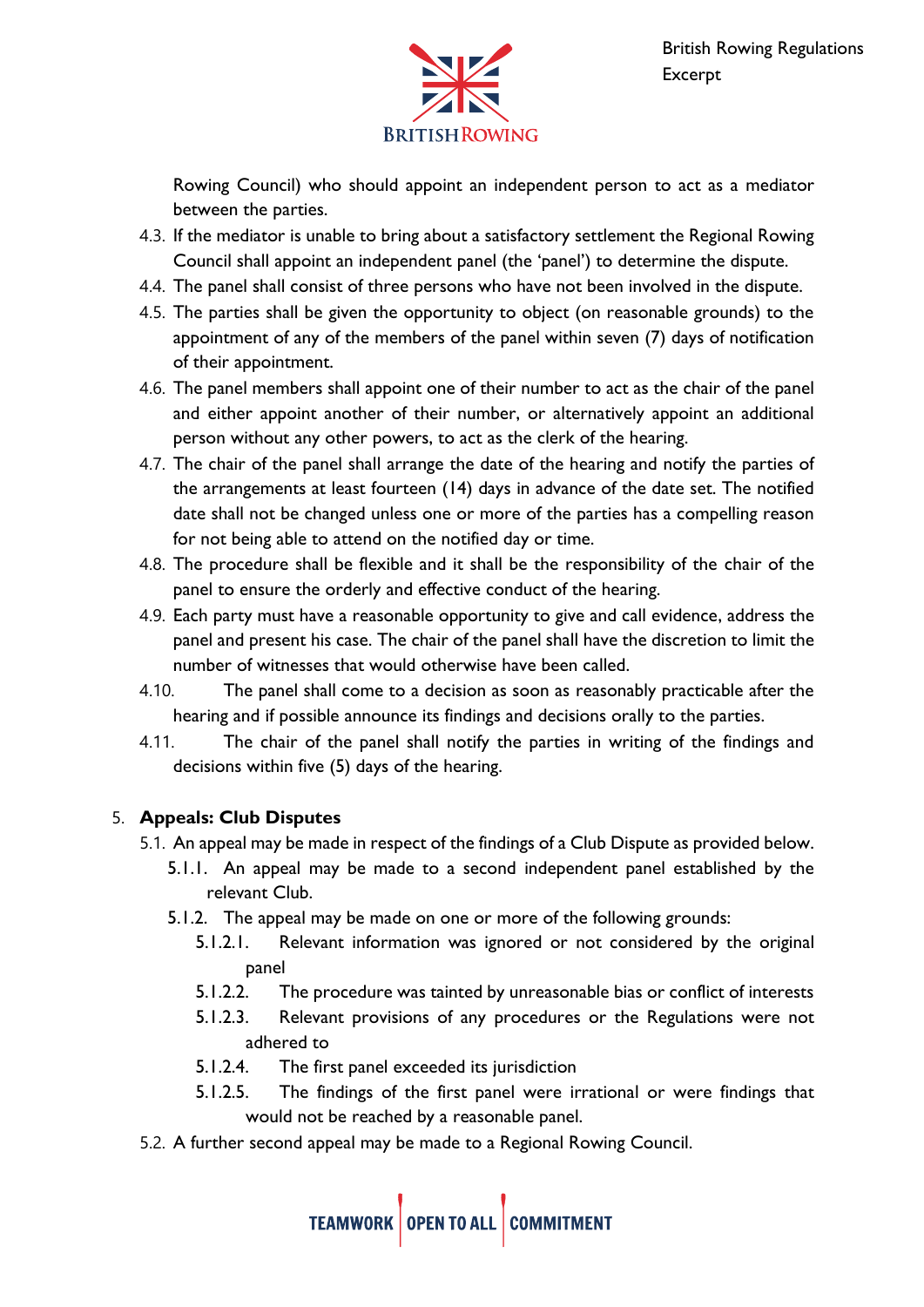Rowing Council) who should appoint an independent person to act as a mediator between the parties.

4.3. If the mediator is unable to bring about a satisfactory settlement the Regional Rowing Council shall appoint an independent panel (the 'panel') to determine the dispute.

4.4. The panel shall consist of three persons who have not been involved in the dispute.

4.5. The parties shall be given the opportunity to object (on reasonable grounds) to the appointment of any of the members of the panel within seven (7) days of notification of their appointment.

4.6. The panel members shall appoint one of their number to act as the chair of the panel and either appoint another of their number, or alternatively appoint an additional person without any other powers, to act as the clerk of the hearing.

4.7. The chair of the panel shall arrange the date of the hearing and notify the parties of the arrangements at least fourteen (14) days in advance of the date set. The notified date shall not be changed unless one or more of the parties has a compelling reason for not being able to attend on the notified day or time.

4.8. The procedure shall be flexible and it shall be the responsibility of the chair of the panel to ensure the orderly and effective conduct of the hearing.

4.9. Each party must have a reasonable opportunity to give and call evidence, address the panel and present his case. The chair of the panel shall have the discretion to limit the number of witnesses that would otherwise have been called.

4.10. The panel shall come to a decision as soon as reasonably practicable after the hearing and if possible announce its findings and decisions orally to the parties.

4.11. The chair of the panel shall notify the parties in writing of the findings and decisions within five (5) days of the hearing.

5. **Appeals: Club Disputes**

5.1. An appeal may be made in respect of the findings of a Club Dispute as provided below.

5.1.1. An appeal may be made to a second independent panel established by the relevant Club.

5.1.2. The appeal may be made on one or more of the following grounds:

5.1.2.1. Relevant information was ignored or not considered by the original panel

5.1.2.2. The procedure was tainted by unreasonable bias or conflict of interests

5.1.2.3. Relevant provisions of any procedures or the Regulations were not adhered to

5.1.2.4. The first panel exceeded its jurisdiction

5.1.2.5. The findings of the first panel were irrational or were findings that would not be reached by a reasonable panel.

5.2. A further second appeal may be made to a Regional Rowing Council.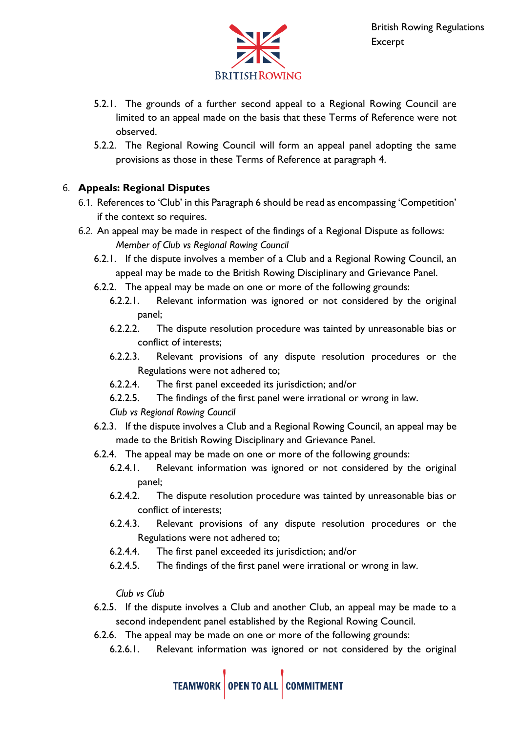5.2.1. The grounds of a further second appeal to a Regional Rowing Council are limited to an appeal made on the basis that these Terms of Reference were not observed.

5.2.2. The Regional Rowing Council will form an appeal panel adopting the same provisions as those in these Terms of Reference at paragraph 4.

## 6. Appeals: Regional Disputes

6.1. References to 'Club' in this Paragraph 6 should be read as encompassing 'Competition' if the context so requires.

6.2. An appeal may be made in respect of the findings of a Regional Dispute as follows:

*Member of Club vs Regional Rowing Council*

6.2.1. If the dispute involves a member of a Club and a Regional Rowing Council, an appeal may be made to the British Rowing Disciplinary and Grievance Panel.

6.2.2. The appeal may be made on one or more of the following grounds:

6.2.2.1. Relevant information was ignored or not considered by the original panel;

6.2.2.2. The dispute resolution procedure was tainted by unreasonable bias or conflict of interests;

6.2.2.3. Relevant provisions of any dispute resolution procedures or the Regulations were not adhered to;

6.2.2.4. The first panel exceeded its jurisdiction; and/or

6.2.2.5. The findings of the first panel were irrational or wrong in law.

*Club vs Regional Rowing Council*

6.2.3. If the dispute involves a Club and a Regional Rowing Council, an appeal may be made to the British Rowing Disciplinary and Grievance Panel.

6.2.4. The appeal may be made on one or more of the following grounds:

6.2.4.1. Relevant information was ignored or not considered by the original panel;

6.2.4.2. The dispute resolution procedure was tainted by unreasonable bias or conflict of interests;

6.2.4.3. Relevant provisions of any dispute resolution procedures or the Regulations were not adhered to;

6.2.4.4. The first panel exceeded its jurisdiction; and/or

6.2.4.5. The findings of the first panel were irrational or wrong in law.

*Club vs Club*

6.2.5. If the dispute involves a Club and another Club, an appeal may be made to a second independent panel established by the Regional Rowing Council.

6.2.6. The appeal may be made on one or more of the following grounds:

6.2.6.1. Relevant information was ignored or not considered by the original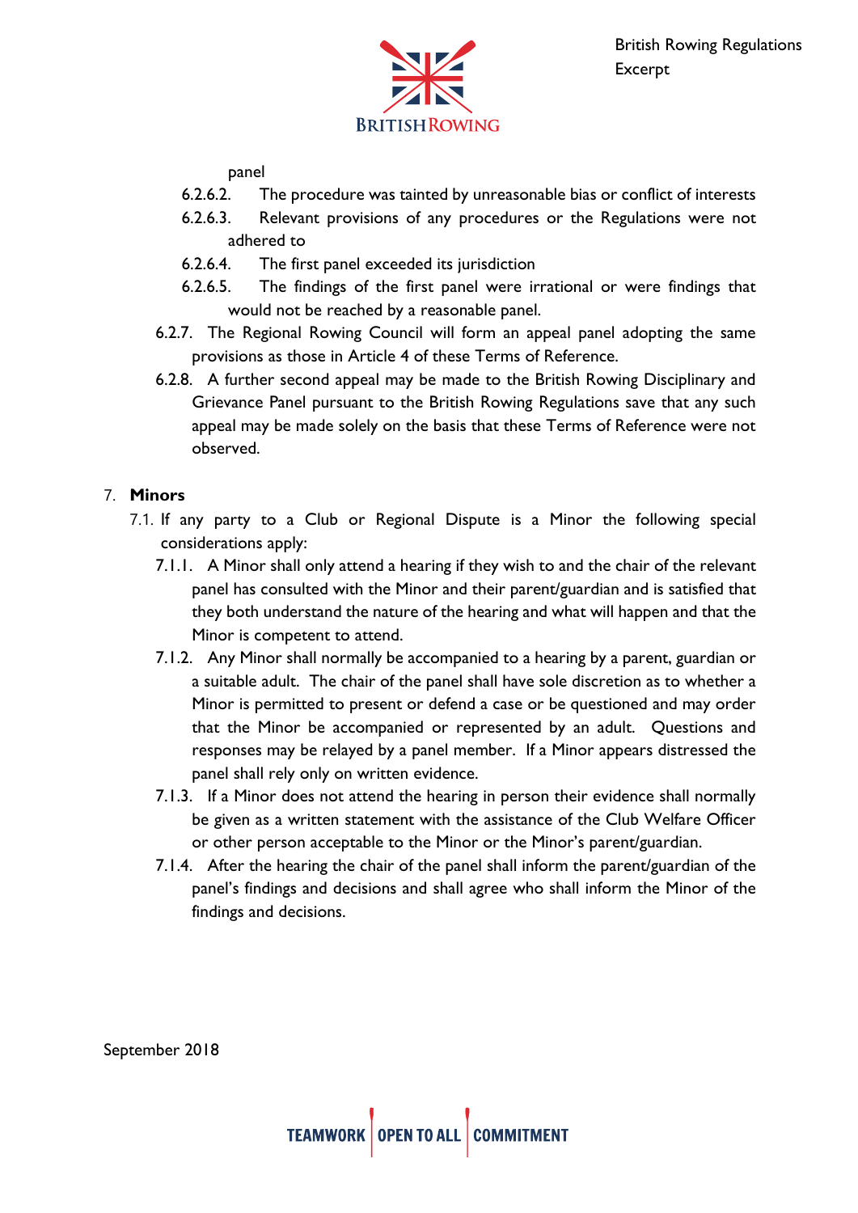panel

- 6.2.6.2. The procedure was tainted by unreasonable bias or conflict of interests
- 6.2.6.3. Relevant provisions of any procedures or the Regulations were not adhered to
- 6.2.6.4. The first panel exceeded its jurisdiction
- 6.2.6.5. The findings of the first panel were irrational or were findings that would not be reached by a reasonable panel.

6.2.7. The Regional Rowing Council will form an appeal panel adopting the same provisions as those in Article 4 of these Terms of Reference.

6.2.8. A further second appeal may be made to the British Rowing Disciplinary and Grievance Panel pursuant to the British Rowing Regulations save that any such appeal may be made solely on the basis that these Terms of Reference were not observed.

## 7. **Minors**

7.1. If any party to a Club or Regional Dispute is a Minor the following special considerations apply:

- 7.1.1. A Minor shall only attend a hearing if they wish to and the chair of the relevant panel has consulted with the Minor and their parent/guardian and is satisfied that they both understand the nature of the hearing and what will happen and that the Minor is competent to attend.
- 7.1.2. Any Minor shall normally be accompanied to a hearing by a parent, guardian or a suitable adult. The chair of the panel shall have sole discretion as to whether a Minor is permitted to present or defend a case or be questioned and may order that the Minor be accompanied or represented by an adult. Questions and responses may be relayed by a panel member. If a Minor appears distressed the panel shall rely only on written evidence.
- 7.1.3. If a Minor does not attend the hearing in person their evidence shall normally be given as a written statement with the assistance of the Club Welfare Officer or other person acceptable to the Minor or the Minor's parent/guardian.
- 7.1.4. After the hearing the chair of the panel shall inform the parent/guardian of the panel's findings and decisions and shall agree who shall inform the Minor of the findings and decisions.

September 2018